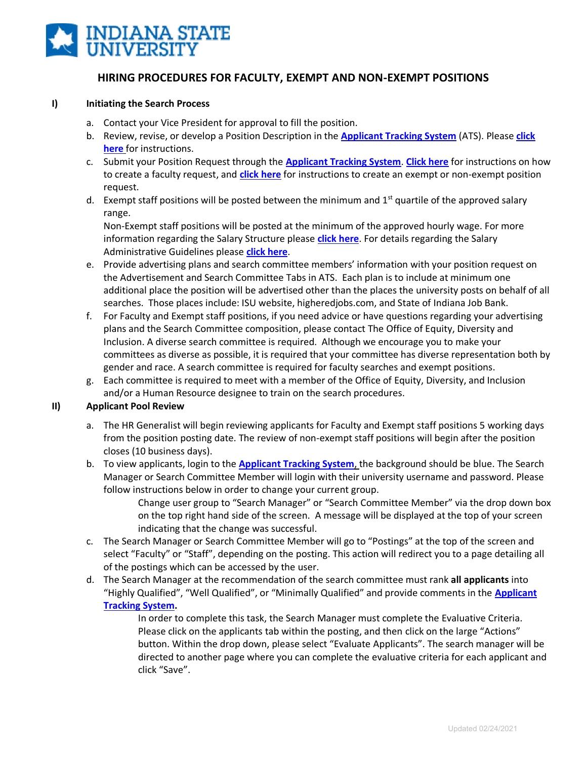INDIANA STATE UNIVERSITY

# HIRING PROCEDURES FOR FACULTY, EXEMPT AND NON-EXEMPT POSITIONS

## I) Initiating the Search Process

a. Contact your Vice President for approval to fill the position.

b. Review, revise, or develop a Position Description in the **Applicant Tracking System** (ATS). Please **click here** for instructions.

c. Submit your Position Request through the **Applicant Tracking System**. **Click here** for instructions on how to create a faculty request, and **click here** for instructions to create an exempt or non-exempt position request.

d. Exempt staff positions will be posted between the minimum and 1st quartile of the approved salary range.
Non-Exempt staff positions will be posted at the minimum of the approved hourly wage. For more information regarding the Salary Structure please **click here**. For details regarding the Salary Administrative Guidelines please **click here**.

e. Provide advertising plans and search committee members' information with your position request on the Advertisement and Search Committee Tabs in ATS. Each plan is to include at minimum one additional place the position will be advertised other than the places the university posts on behalf of all searches. Those places include: ISU website, higheredjobs.com, and State of Indiana Job Bank.

f. For Faculty and Exempt staff positions, if you need advice or have questions regarding your advertising plans and the Search Committee composition, please contact The Office of Equity, Diversity and Inclusion. A diverse search committee is required. Although we encourage you to make your committees as diverse as possible, it is required that your committee has diverse representation both by gender and race. A search committee is required for faculty searches and exempt positions.

g. Each committee is required to meet with a member of the Office of Equity, Diversity, and Inclusion and/or a Human Resource designee to train on the search procedures.

## II) Applicant Pool Review

a. The HR Generalist will begin reviewing applicants for Faculty and Exempt staff positions 5 working days from the position posting date. The review of non-exempt staff positions will begin after the position closes (10 business days).

b. To view applicants, login to the **Applicant Tracking System**, the background should be blue. The Search Manager or Search Committee Member will login with their university username and password. Please follow instructions below in order to change your current group.

   Change user group to "Search Manager" or "Search Committee Member" via the drop down box on the top right hand side of the screen. A message will be displayed at the top of your screen indicating that the change was successful.

c. The Search Manager or Search Committee Member will go to "Postings" at the top of the screen and select "Faculty" or "Staff", depending on the posting. This action will redirect you to a page detailing all of the postings which can be accessed by the user.

d. The Search Manager at the recommendation of the search committee must rank **all applicants** into "Highly Qualified", "Well Qualified", or "Minimally Qualified" and provide comments in the **Applicant Tracking System.**

   In order to complete this task, the Search Manager must complete the Evaluative Criteria. Please click on the applicants tab within the posting, and then click on the large "Actions" button. Within the drop down, please select "Evaluate Applicants". The search manager will be directed to another page where you can complete the evaluative criteria for each applicant and click "Save".

Updated 02/24/2021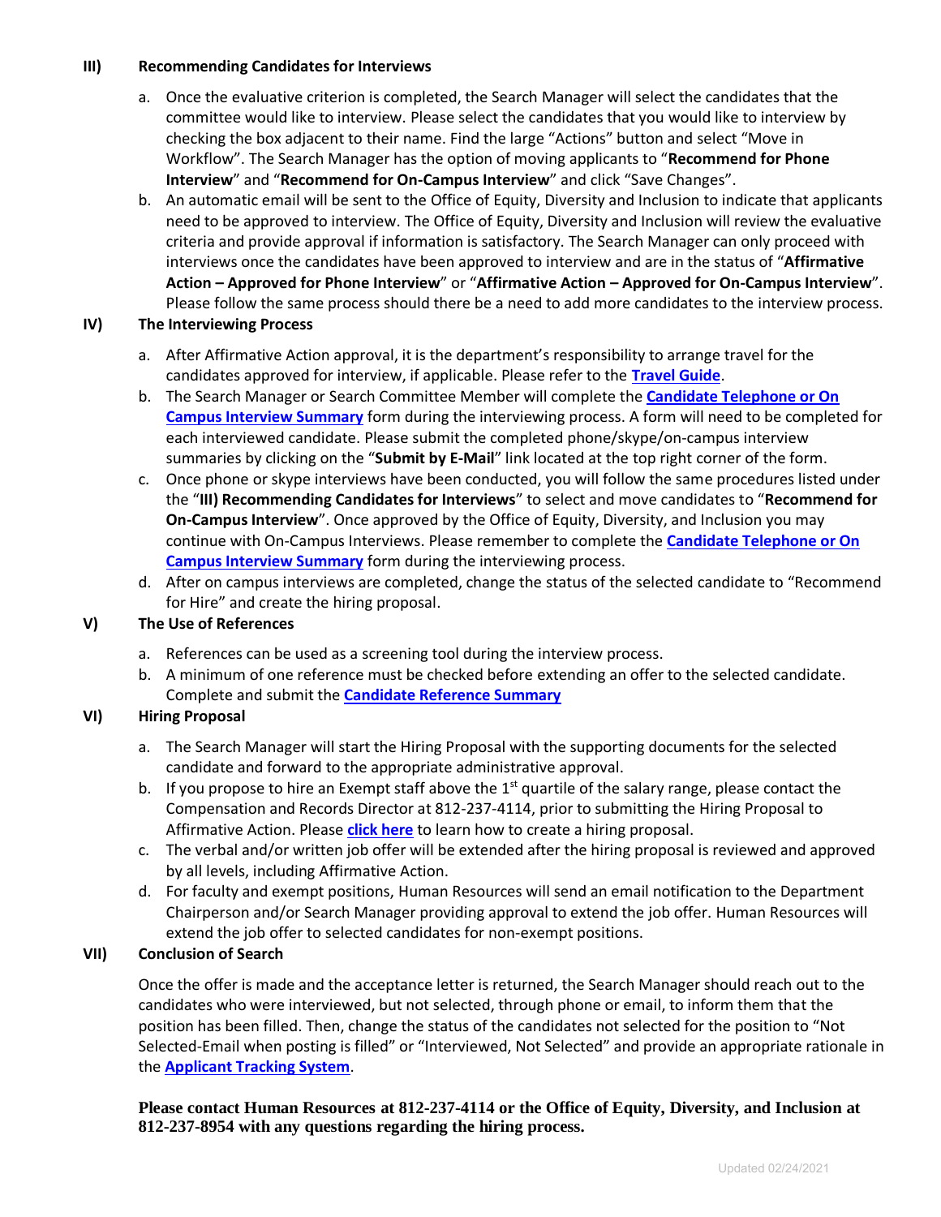## III) Recommending Candidates for Interviews

a. Once the evaluative criterion is completed, the Search Manager will select the candidates that the committee would like to interview. Please select the candidates that you would like to interview by checking the box adjacent to their name. Find the large "Actions" button and select "Move in Workflow". The Search Manager has the option of moving applicants to "**Recommend for Phone Interview**" and "**Recommend for On-Campus Interview**" and click "Save Changes".

b. An automatic email will be sent to the Office of Equity, Diversity and Inclusion to indicate that applicants need to be approved to interview. The Office of Equity, Diversity and Inclusion will review the evaluative criteria and provide approval if information is satisfactory. The Search Manager can only proceed with interviews once the candidates have been approved to interview and are in the status of "**Affirmative Action – Approved for Phone Interview**" or "**Affirmative Action – Approved for On-Campus Interview**". Please follow the same process should there be a need to add more candidates to the interview process.

## IV) The Interviewing Process

a. After Affirmative Action approval, it is the department's responsibility to arrange travel for the candidates approved for interview, if applicable. Please refer to the **Travel Guide**.

b. The Search Manager or Search Committee Member will complete the **Candidate Telephone or On Campus Interview Summary** form during the interviewing process. A form will need to be completed for each interviewed candidate. Please submit the completed phone/skype/on-campus interview summaries by clicking on the "**Submit by E-Mail**" link located at the top right corner of the form.

c. Once phone or skype interviews have been conducted, you will follow the same procedures listed under the "**III) Recommending Candidates for Interviews**" to select and move candidates to "**Recommend for On-Campus Interview**". Once approved by the Office of Equity, Diversity, and Inclusion you may continue with On-Campus Interviews. Please remember to complete the **Candidate Telephone or On Campus Interview Summary** form during the interviewing process.

d. After on campus interviews are completed, change the status of the selected candidate to "Recommend for Hire" and create the hiring proposal.

## V) The Use of References

a. References can be used as a screening tool during the interview process.

b. A minimum of one reference must be checked before extending an offer to the selected candidate. Complete and submit the **Candidate Reference Summary**

## VI) Hiring Proposal

a. The Search Manager will start the Hiring Proposal with the supporting documents for the selected candidate and forward to the appropriate administrative approval.

b. If you propose to hire an Exempt staff above the 1st quartile of the salary range, please contact the Compensation and Records Director at 812-237-4114, prior to submitting the Hiring Proposal to Affirmative Action. Please **click here** to learn how to create a hiring proposal.

c. The verbal and/or written job offer will be extended after the hiring proposal is reviewed and approved by all levels, including Affirmative Action.

d. For faculty and exempt positions, Human Resources will send an email notification to the Department Chairperson and/or Search Manager providing approval to extend the job offer. Human Resources will extend the job offer to selected candidates for non-exempt positions.

## VII) Conclusion of Search

Once the offer is made and the acceptance letter is returned, the Search Manager should reach out to the candidates who were interviewed, but not selected, through phone or email, to inform them that the position has been filled. Then, change the status of the candidates not selected for the position to "Not Selected-Email when posting is filled" or "Interviewed, Not Selected" and provide an appropriate rationale in the **Applicant Tracking System**.

**Please contact Human Resources at 812-237-4114 or the Office of Equity, Diversity, and Inclusion at 812-237-8954 with any questions regarding the hiring process.**

Updated 02/24/2021